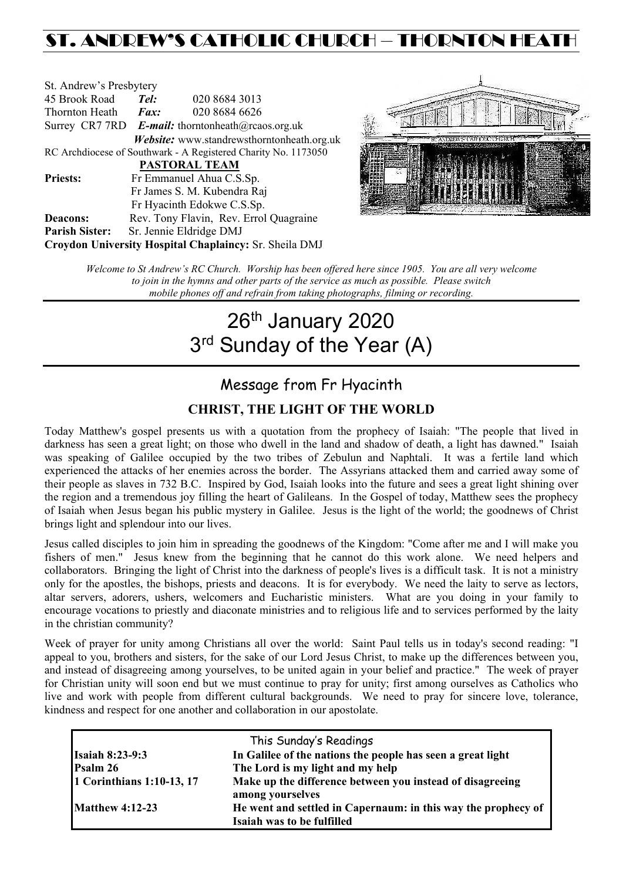# ST. ANDREW'S CATHOLIC CHURCH – THORNTON HEATH

St. Andrew's Presbytery
45 Brook Road *Tel:* 020 8684 3013
Thornton Heath *Fax:* 020 8684 6626
Surrey CR7 7RD *E-mail:* thorntonheath@rcaos.org.uk
*Website:* www.standrewsthorntonheath.org.uk
RC Archdiocese of Southwark - A Registered Charity No. 1173050

**PASTORAL TEAM**

**Priests:** Fr Emmanuel Ahua C.S.Sp.
Fr James S. M. Kubendra Raj
Fr Hyacinth Edokwe C.S.Sp.
**Deacons:** Rev. Tony Flavin, Rev. Errol Quagraine
**Parish Sister:** Sr. Jennie Eldridge DMJ
**Croydon University Hospital Chaplaincy:** Sr. Sheila DMJ

*Welcome to St Andrew's RC Church. Worship has been offered here since 1905. You are all very welcome to join in the hymns and other parts of the service as much as possible. Please switch mobile phones off and refrain from taking photographs, filming or recording.*

# 26th January 2020
# 3rd Sunday of the Year (A)

## Message from Fr Hyacinth

### CHRIST, THE LIGHT OF THE WORLD

Today Matthew's gospel presents us with a quotation from the prophecy of Isaiah: "The people that lived in darkness has seen a great light; on those who dwell in the land and shadow of death, a light has dawned." Isaiah was speaking of Galilee occupied by the two tribes of Zebulun and Naphtali. It was a fertile land which experienced the attacks of her enemies across the border. The Assyrians attacked them and carried away some of their people as slaves in 732 B.C. Inspired by God, Isaiah looks into the future and sees a great light shining over the region and a tremendous joy filling the heart of Galileans. In the Gospel of today, Matthew sees the prophecy of Isaiah when Jesus began his public mystery in Galilee. Jesus is the light of the world; the goodnews of Christ brings light and splendour into our lives.

Jesus called disciples to join him in spreading the goodnews of the Kingdom: "Come after me and I will make you fishers of men." Jesus knew from the beginning that he cannot do this work alone. We need helpers and collaborators. Bringing the light of Christ into the darkness of people's lives is a difficult task. It is not a ministry only for the apostles, the bishops, priests and deacons. It is for everybody. We need the laity to serve as lectors, altar servers, adorers, ushers, welcomers and Eucharistic ministers. What are you doing in your family to encourage vocations to priestly and diaconate ministries and to religious life and to services performed by the laity in the christian community?

Week of prayer for unity among Christians all over the world: Saint Paul tells us in today's second reading: "I appeal to you, brothers and sisters, for the sake of our Lord Jesus Christ, to make up the differences between you, and instead of disagreeing among yourselves, to be united again in your belief and practice." The week of prayer for Christian unity will soon end but we must continue to pray for unity; first among ourselves as Catholics who live and work with people from different cultural backgrounds. We need to pray for sincere love, tolerance, kindness and respect for one another and collaboration in our apostolate.

| This Sunday's Readings | |
|---|---|
| **Isaiah 8:23-9:3** | **In Galilee of the nations the people has seen a great light** |
| **Psalm 26** | **The Lord is my light and my help** |
| **1 Corinthians 1:10-13, 17** | **Make up the difference between you instead of disagreeing among yourselves** |
| **Matthew 4:12-23** | **He went and settled in Capernaum: in this way the prophecy of Isaiah was to be fulfilled** |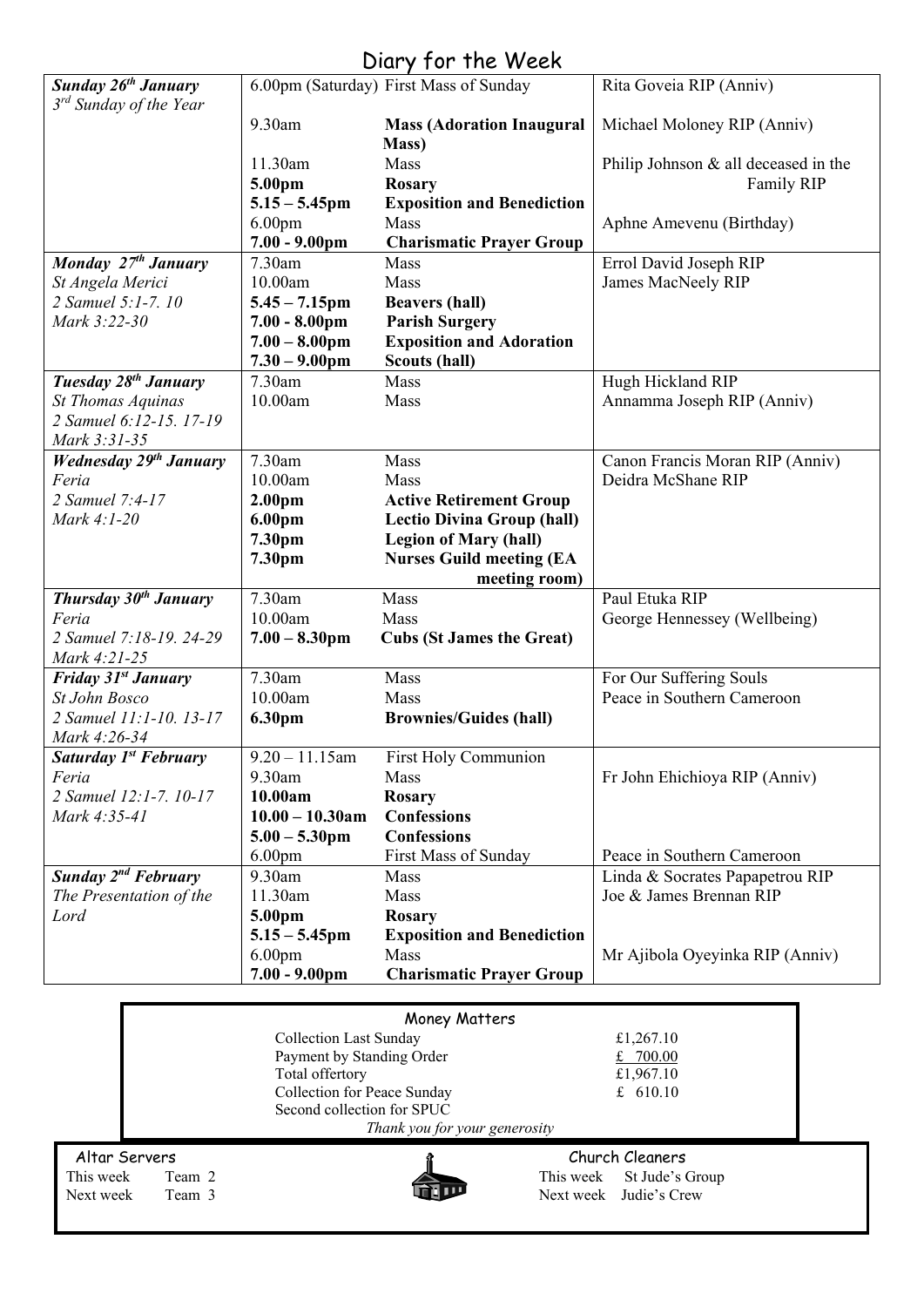# Diary for the Week

| Day | Time | Event | Intention |
|---|---|---|---|
| ***Sunday 26th January*** *3rd Sunday of the Year* | 6.00pm (Saturday) | First Mass of Sunday | Rita Goveia RIP (Anniv) |
| | 9.30am | **Mass (Adoration Inaugural Mass)** | Michael Moloney RIP (Anniv) |
| | 11.30am | Mass | Philip Johnson & all deceased in the Family RIP |
| | **5.00pm** | **Rosary** | |
| | **5.15 – 5.45pm** | **Exposition and Benediction** | |
| | 6.00pm | Mass | Aphne Amevenu (Birthday) |
| | **7.00 - 9.00pm** | **Charismatic Prayer Group** | |
| ***Monday 27th January*** *St Angela Merici* *2 Samuel 5:1-7. 10* *Mark 3:22-30* | 7.30am | Mass | Errol David Joseph RIP |
| | 10.00am | Mass | James MacNeely RIP |
| | **5.45 – 7.15pm** | **Beavers (hall)** | |
| | **7.00 - 8.00pm** | **Parish Surgery** | |
| | **7.00 – 8.00pm** | **Exposition and Adoration** | |
| | **7.30 – 9.00pm** | **Scouts (hall)** | |
| ***Tuesday 28th January*** *St Thomas Aquinas* *2 Samuel 6:12-15. 17-19* *Mark 3:31-35* | 7.30am | Mass | Hugh Hickland RIP |
| | 10.00am | Mass | Annamma Joseph RIP (Anniv) |
| ***Wednesday 29th January*** *Feria* *2 Samuel 7:4-17* *Mark 4:1-20* | 7.30am | Mass | Canon Francis Moran RIP (Anniv) |
| | 10.00am | Mass | Deidra McShane RIP |
| | **2.00pm** | **Active Retirement Group** | |
| | **6.00pm** | **Lectio Divina Group (hall)** | |
| | **7.30pm** | **Legion of Mary (hall)** | |
| | **7.30pm** | **Nurses Guild meeting (EA meeting room)** | |
| ***Thursday 30th January*** *Feria* *2 Samuel 7:18-19. 24-29* *Mark 4:21-25* | 7.30am | Mass | Paul Etuka RIP |
| | 10.00am | Mass | George Hennessey (Wellbeing) |
| | **7.00 – 8.30pm** | **Cubs (St James the Great)** | |
| ***Friday 31st January*** *St John Bosco* *2 Samuel 11:1-10. 13-17* *Mark 4:26-34* | 7.30am | Mass | For Our Suffering Souls |
| | 10.00am | Mass | Peace in Southern Cameroon |
| | **6.30pm** | **Brownies/Guides (hall)** | |
| ***Saturday 1st February*** *Feria* *2 Samuel 12:1-7. 10-17* *Mark 4:35-41* | 9.20 – 11.15am | First Holy Communion | |
| | 9.30am | Mass | Fr John Ehichioya RIP (Anniv) |
| | **10.00am** | **Rosary** | |
| | **10.00 – 10.30am** | **Confessions** | |
| | **5.00 – 5.30pm** | **Confessions** | |
| | 6.00pm | First Mass of Sunday | Peace in Southern Cameroon |
| ***Sunday 2nd February*** *The Presentation of the Lord* | 9.30am | Mass | Linda & Socrates Papapetrou RIP |
| | 11.30am | Mass | Joe & James Brennan RIP |
| | **5.00pm** | **Rosary** | |
| | **5.15 – 5.45pm** | **Exposition and Benediction** | |
| | 6.00pm | Mass | Mr Ajibola Oyeyinka RIP (Anniv) |
| | **7.00 - 9.00pm** | **Charismatic Prayer Group** | |

## Money Matters

| | |
|---|---|
| Collection Last Sunday | £1,267.10 |
| Payment by Standing Order | £ 700.00 |
| Total offertory | £1,967.10 |
| Collection for Peace Sunday | £ 610.10 |
| Second collection for SPUC | |

*Thank you for your generosity*

**Altar Servers**

This week Team 2
Next week Team 3

**Church Cleaners**

This week St Jude's Group
Next week Judie's Crew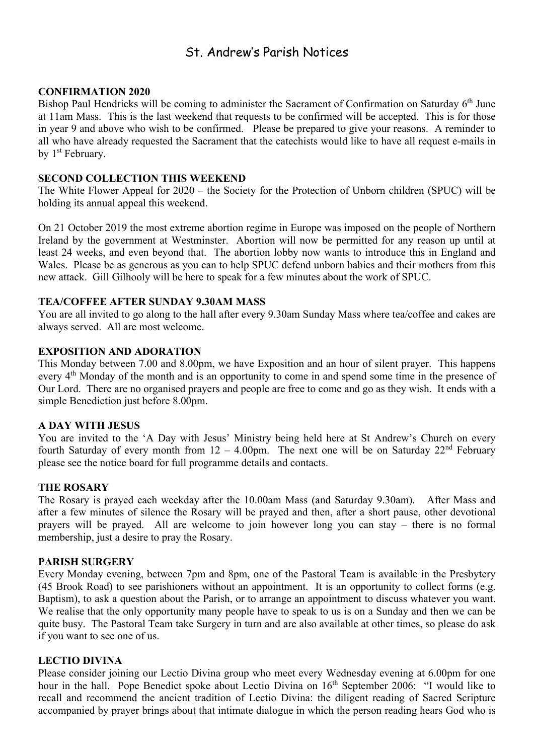# St. Andrew's Parish Notices

**CONFIRMATION 2020**

Bishop Paul Hendricks will be coming to administer the Sacrament of Confirmation on Saturday 6th June at 11am Mass. This is the last weekend that requests to be confirmed will be accepted. This is for those in year 9 and above who wish to be confirmed. Please be prepared to give your reasons. A reminder to all who have already requested the Sacrament that the catechists would like to have all request e-mails in by 1st February.

**SECOND COLLECTION THIS WEEKEND**

The White Flower Appeal for 2020 – the Society for the Protection of Unborn children (SPUC) will be holding its annual appeal this weekend.

On 21 October 2019 the most extreme abortion regime in Europe was imposed on the people of Northern Ireland by the government at Westminster. Abortion will now be permitted for any reason up until at least 24 weeks, and even beyond that. The abortion lobby now wants to introduce this in England and Wales. Please be as generous as you can to help SPUC defend unborn babies and their mothers from this new attack. Gill Gilhooly will be here to speak for a few minutes about the work of SPUC.

**TEA/COFFEE AFTER SUNDAY 9.30AM MASS**

You are all invited to go along to the hall after every 9.30am Sunday Mass where tea/coffee and cakes are always served. All are most welcome.

**EXPOSITION AND ADORATION**

This Monday between 7.00 and 8.00pm, we have Exposition and an hour of silent prayer. This happens every 4th Monday of the month and is an opportunity to come in and spend some time in the presence of Our Lord. There are no organised prayers and people are free to come and go as they wish. It ends with a simple Benediction just before 8.00pm.

**A DAY WITH JESUS**

You are invited to the 'A Day with Jesus' Ministry being held here at St Andrew's Church on every fourth Saturday of every month from 12 – 4.00pm. The next one will be on Saturday 22nd February please see the notice board for full programme details and contacts.

**THE ROSARY**

The Rosary is prayed each weekday after the 10.00am Mass (and Saturday 9.30am). After Mass and after a few minutes of silence the Rosary will be prayed and then, after a short pause, other devotional prayers will be prayed. All are welcome to join however long you can stay – there is no formal membership, just a desire to pray the Rosary.

**PARISH SURGERY**

Every Monday evening, between 7pm and 8pm, one of the Pastoral Team is available in the Presbytery (45 Brook Road) to see parishioners without an appointment. It is an opportunity to collect forms (e.g. Baptism), to ask a question about the Parish, or to arrange an appointment to discuss whatever you want. We realise that the only opportunity many people have to speak to us is on a Sunday and then we can be quite busy. The Pastoral Team take Surgery in turn and are also available at other times, so please do ask if you want to see one of us.

**LECTIO DIVINA**

Please consider joining our Lectio Divina group who meet every Wednesday evening at 6.00pm for one hour in the hall. Pope Benedict spoke about Lectio Divina on 16th September 2006: "I would like to recall and recommend the ancient tradition of Lectio Divina: the diligent reading of Sacred Scripture accompanied by prayer brings about that intimate dialogue in which the person reading hears God who is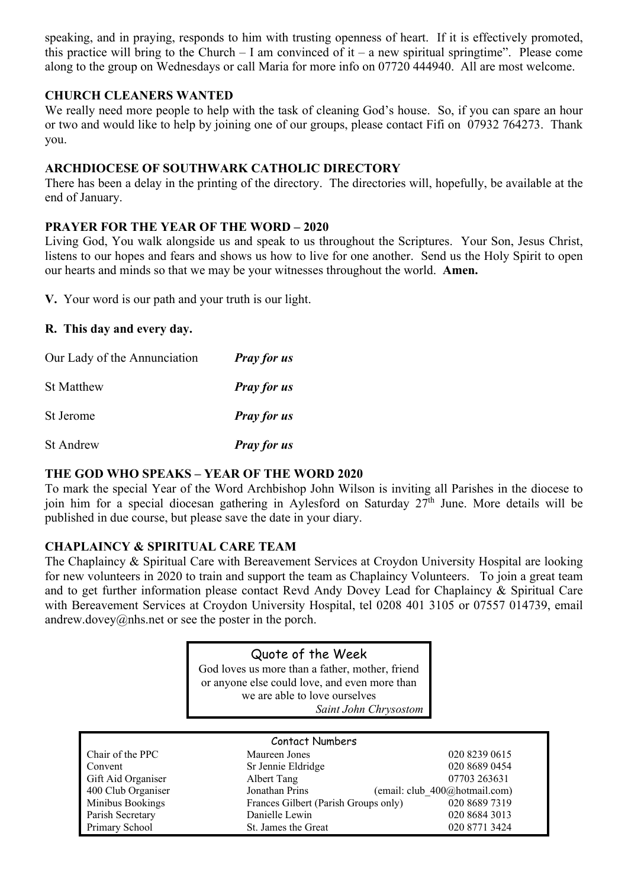speaking, and in praying, responds to him with trusting openness of heart. If it is effectively promoted, this practice will bring to the Church – I am convinced of it – a new spiritual springtime". Please come along to the group on Wednesdays or call Maria for more info on 07720 444940. All are most welcome.

**CHURCH CLEANERS WANTED**

We really need more people to help with the task of cleaning God's house. So, if you can spare an hour or two and would like to help by joining one of our groups, please contact Fifi on 07932 764273. Thank you.

**ARCHDIOCESE OF SOUTHWARK CATHOLIC DIRECTORY**

There has been a delay in the printing of the directory. The directories will, hopefully, be available at the end of January.

**PRAYER FOR THE YEAR OF THE WORD – 2020**

Living God, You walk alongside us and speak to us throughout the Scriptures. Your Son, Jesus Christ, listens to our hopes and fears and shows us how to live for one another. Send us the Holy Spirit to open our hearts and minds so that we may be your witnesses throughout the world. **Amen.**

**V.** Your word is our path and your truth is our light.

**R. This day and every day.**

Our Lady of the Annunciation ***Pray for us***

St Matthew ***Pray for us***

St Jerome ***Pray for us***

St Andrew ***Pray for us***

**THE GOD WHO SPEAKS – YEAR OF THE WORD 2020**

To mark the special Year of the Word Archbishop John Wilson is inviting all Parishes in the diocese to join him for a special diocesan gathering in Aylesford on Saturday 27th June. More details will be published in due course, but please save the date in your diary.

**CHAPLAINCY & SPIRITUAL CARE TEAM**

The Chaplaincy & Spiritual Care with Bereavement Services at Croydon University Hospital are looking for new volunteers in 2020 to train and support the team as Chaplaincy Volunteers. To join a great team and to get further information please contact Revd Andy Dovey Lead for Chaplaincy & Spiritual Care with Bereavement Services at Croydon University Hospital, tel 0208 401 3105 or 07557 014739, email andrew.dovey@nhs.net or see the poster in the porch.

Quote of the Week

God loves us more than a father, mother, friend or anyone else could love, and even more than we are able to love ourselves

*Saint John Chrysostom*

Contact Numbers

| | | |
|---|---|---|
| Chair of the PPC | Maureen Jones | 020 8239 0615 |
| Convent | Sr Jennie Eldridge | 020 8689 0454 |
| Gift Aid Organiser | Albert Tang | 07703 263631 |
| 400 Club Organiser | Jonathan Prins | (email: club_400@hotmail.com) |
| Minibus Bookings | Frances Gilbert (Parish Groups only) | 020 8689 7319 |
| Parish Secretary | Danielle Lewin | 020 8684 3013 |
| Primary School | St. James the Great | 020 8771 3424 |